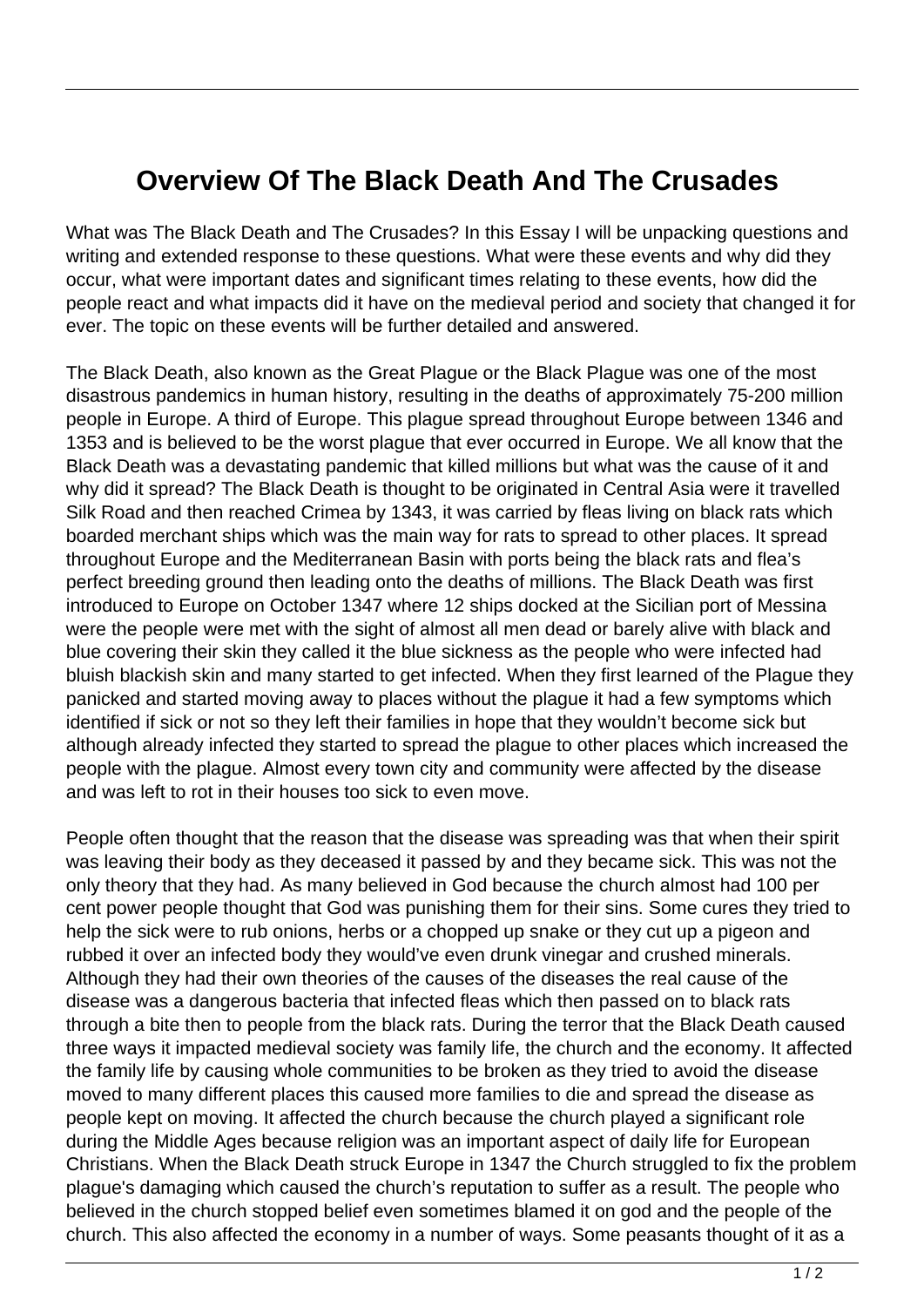# Overview Of The Black Death And The Crusades

What was The Black Death and The Crusades? In this Essay I will be unpacking questions and writing and extended response to these questions. What were these events and why did they occur, what were important dates and significant times relating to these events, how did the people react and what impacts did it have on the medieval period and society that changed it for ever. The topic on these events will be further detailed and answered.

The Black Death, also known as the Great Plague or the Black Plague was one of the most disastrous pandemics in human history, resulting in the deaths of approximately 75-200 million people in Europe. A third of Europe. This plague spread throughout Europe between 1346 and 1353 and is believed to be the worst plague that ever occurred in Europe. We all know that the Black Death was a devastating pandemic that killed millions but what was the cause of it and why did it spread? The Black Death is thought to be originated in Central Asia were it travelled Silk Road and then reached Crimea by 1343, it was carried by fleas living on black rats which boarded merchant ships which was the main way for rats to spread to other places. It spread throughout Europe and the Mediterranean Basin with ports being the black rats and flea's perfect breeding ground then leading onto the deaths of millions. The Black Death was first introduced to Europe on October 1347 where 12 ships docked at the Sicilian port of Messina were the people were met with the sight of almost all men dead or barely alive with black and blue covering their skin they called it the blue sickness as the people who were infected had bluish blackish skin and many started to get infected. When they first learned of the Plague they panicked and started moving away to places without the plague it had a few symptoms which identified if sick or not so they left their families in hope that they wouldn't become sick but although already infected they started to spread the plague to other places which increased the people with the plague. Almost every town city and community were affected by the disease and was left to rot in their houses too sick to even move.

People often thought that the reason that the disease was spreading was that when their spirit was leaving their body as they deceased it passed by and they became sick. This was not the only theory that they had. As many believed in God because the church almost had 100 per cent power people thought that God was punishing them for their sins. Some cures they tried to help the sick were to rub onions, herbs or a chopped up snake or they cut up a pigeon and rubbed it over an infected body they would've even drunk vinegar and crushed minerals. Although they had their own theories of the causes of the diseases the real cause of the disease was a dangerous bacteria that infected fleas which then passed on to black rats through a bite then to people from the black rats. During the terror that the Black Death caused three ways it impacted medieval society was family life, the church and the economy. It affected the family life by causing whole communities to be broken as they tried to avoid the disease moved to many different places this caused more families to die and spread the disease as people kept on moving. It affected the church because the church played a significant role during the Middle Ages because religion was an important aspect of daily life for European Christians. When the Black Death struck Europe in 1347 the Church struggled to fix the problem plague's damaging which caused the church's reputation to suffer as a result. The people who believed in the church stopped belief even sometimes blamed it on god and the people of the church. This also affected the economy in a number of ways. Some peasants thought of it as a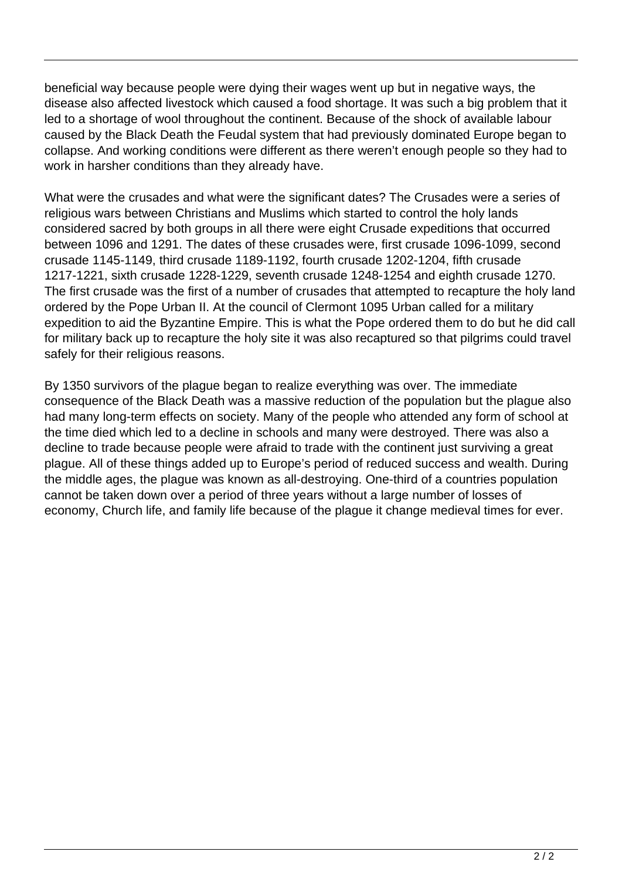beneficial way because people were dying their wages went up but in negative ways, the disease also affected livestock which caused a food shortage. It was such a big problem that it led to a shortage of wool throughout the continent. Because of the shock of available labour caused by the Black Death the Feudal system that had previously dominated Europe began to collapse. And working conditions were different as there weren't enough people so they had to work in harsher conditions than they already have.

What were the crusades and what were the significant dates? The Crusades were a series of religious wars between Christians and Muslims which started to control the holy lands considered sacred by both groups in all there were eight Crusade expeditions that occurred between 1096 and 1291. The dates of these crusades were, first crusade 1096-1099, second crusade 1145-1149, third crusade 1189-1192, fourth crusade 1202-1204, fifth crusade 1217-1221, sixth crusade 1228-1229, seventh crusade 1248-1254 and eighth crusade 1270. The first crusade was the first of a number of crusades that attempted to recapture the holy land ordered by the Pope Urban II. At the council of Clermont 1095 Urban called for a military expedition to aid the Byzantine Empire. This is what the Pope ordered them to do but he did call for military back up to recapture the holy site it was also recaptured so that pilgrims could travel safely for their religious reasons.

By 1350 survivors of the plague began to realize everything was over. The immediate consequence of the Black Death was a massive reduction of the population but the plague also had many long-term effects on society. Many of the people who attended any form of school at the time died which led to a decline in schools and many were destroyed. There was also a decline to trade because people were afraid to trade with the continent just surviving a great plague. All of these things added up to Europe's period of reduced success and wealth. During the middle ages, the plague was known as all-destroying. One-third of a countries population cannot be taken down over a period of three years without a large number of losses of economy, Church life, and family life because of the plague it change medieval times for ever.